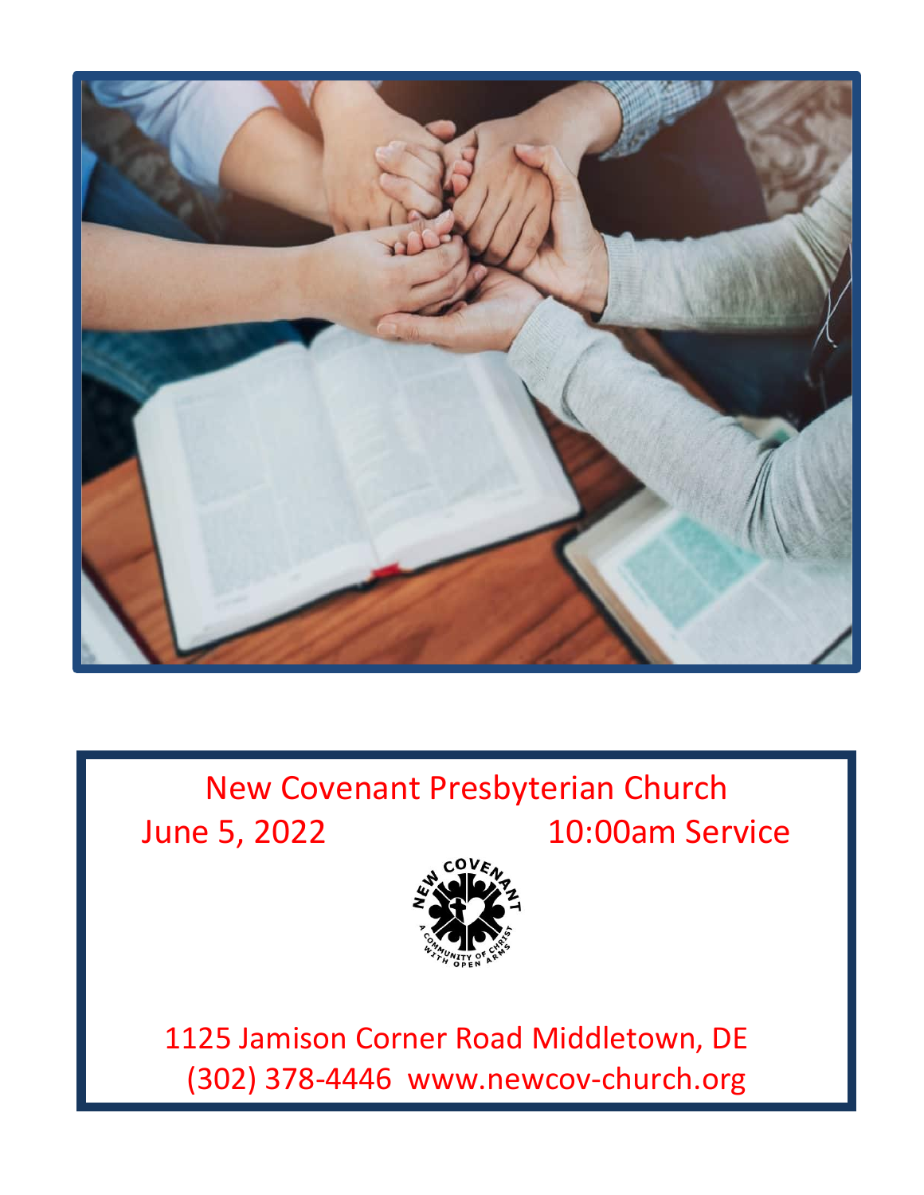# New Covenant Presbyterian Church

June 5, 2022 10:00am Service

1125 Jamison Corner Road Middletown, DE

(302) 378-4446 www.newcov-church.org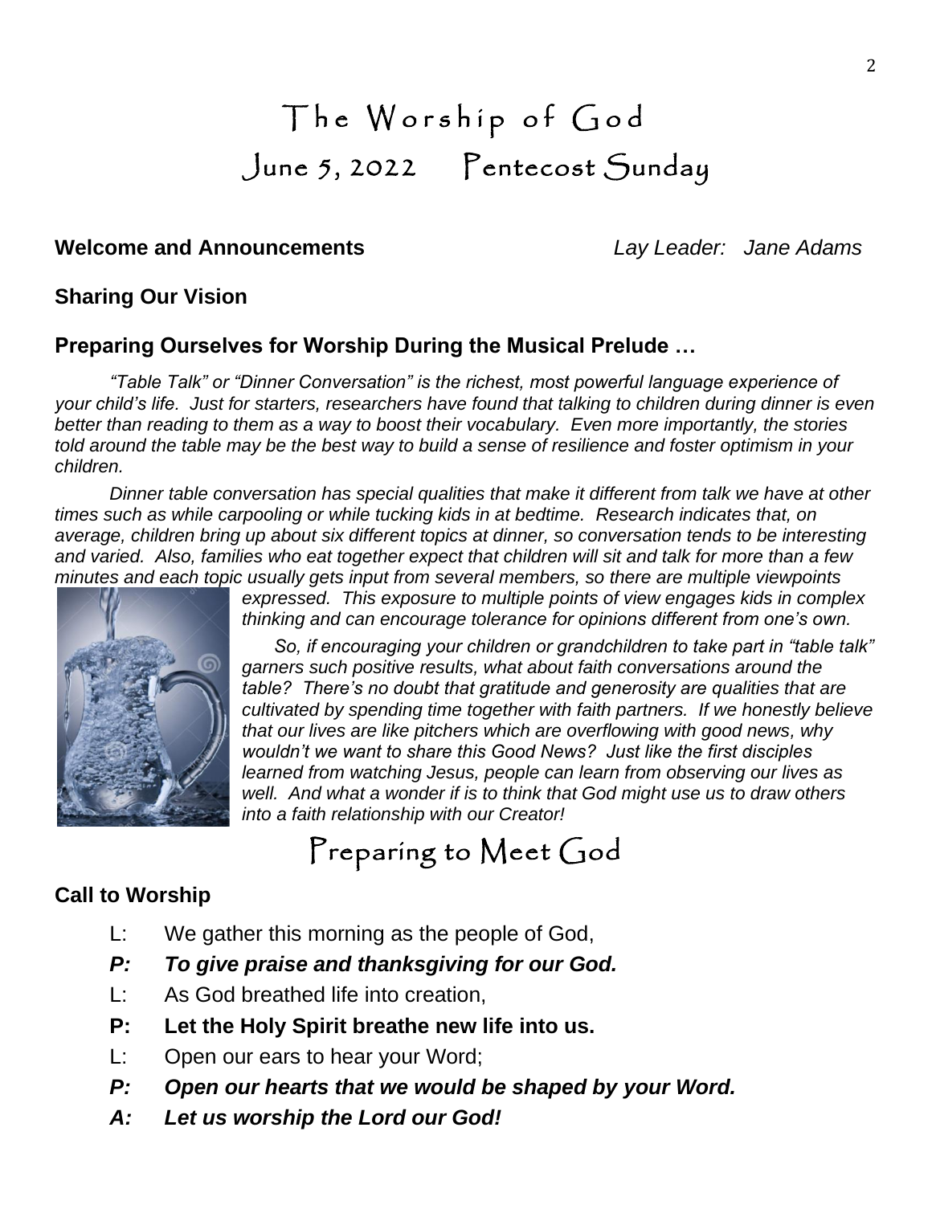# The Worship of God

## June 5, 2022 Pentecost Sunday

**Welcome and Announcements** *Lay Leader: Jane Adams*

**Sharing Our Vision**

**Preparing Ourselves for Worship During the Musical Prelude …**

*"Table Talk" or "Dinner Conversation" is the richest, most powerful language experience of your child's life. Just for starters, researchers have found that talking to children during dinner is even better than reading to them as a way to boost their vocabulary. Even more importantly, the stories told around the table may be the best way to build a sense of resilience and foster optimism in your children.*

*Dinner table conversation has special qualities that make it different from talk we have at other times such as while carpooling or while tucking kids in at bedtime. Research indicates that, on average, children bring up about six different topics at dinner, so conversation tends to be interesting and varied. Also, families who eat together expect that children will sit and talk for more than a few minutes and each topic usually gets input from several members, so there are multiple viewpoints expressed. This exposure to multiple points of view engages kids in complex thinking and can encourage tolerance for opinions different from one's own.*

*So, if encouraging your children or grandchildren to take part in "table talk" garners such positive results, what about faith conversations around the table? There's no doubt that gratitude and generosity are qualities that are cultivated by spending time together with faith partners. If we honestly believe that our lives are like pitchers which are overflowing with good news, why wouldn't we want to share this Good News? Just like the first disciples learned from watching Jesus, people can learn from observing our lives as well. And what a wonder if is to think that God might use us to draw others into a faith relationship with our Creator!*

## Preparing to Meet God

**Call to Worship**

L: We gather this morning as the people of God,

***P: To give praise and thanksgiving for our God.***

L: As God breathed life into creation,

**P: Let the Holy Spirit breathe new life into us.**

L: Open our ears to hear your Word;

***P: Open our hearts that we would be shaped by your Word.***

***A: Let us worship the Lord our God!***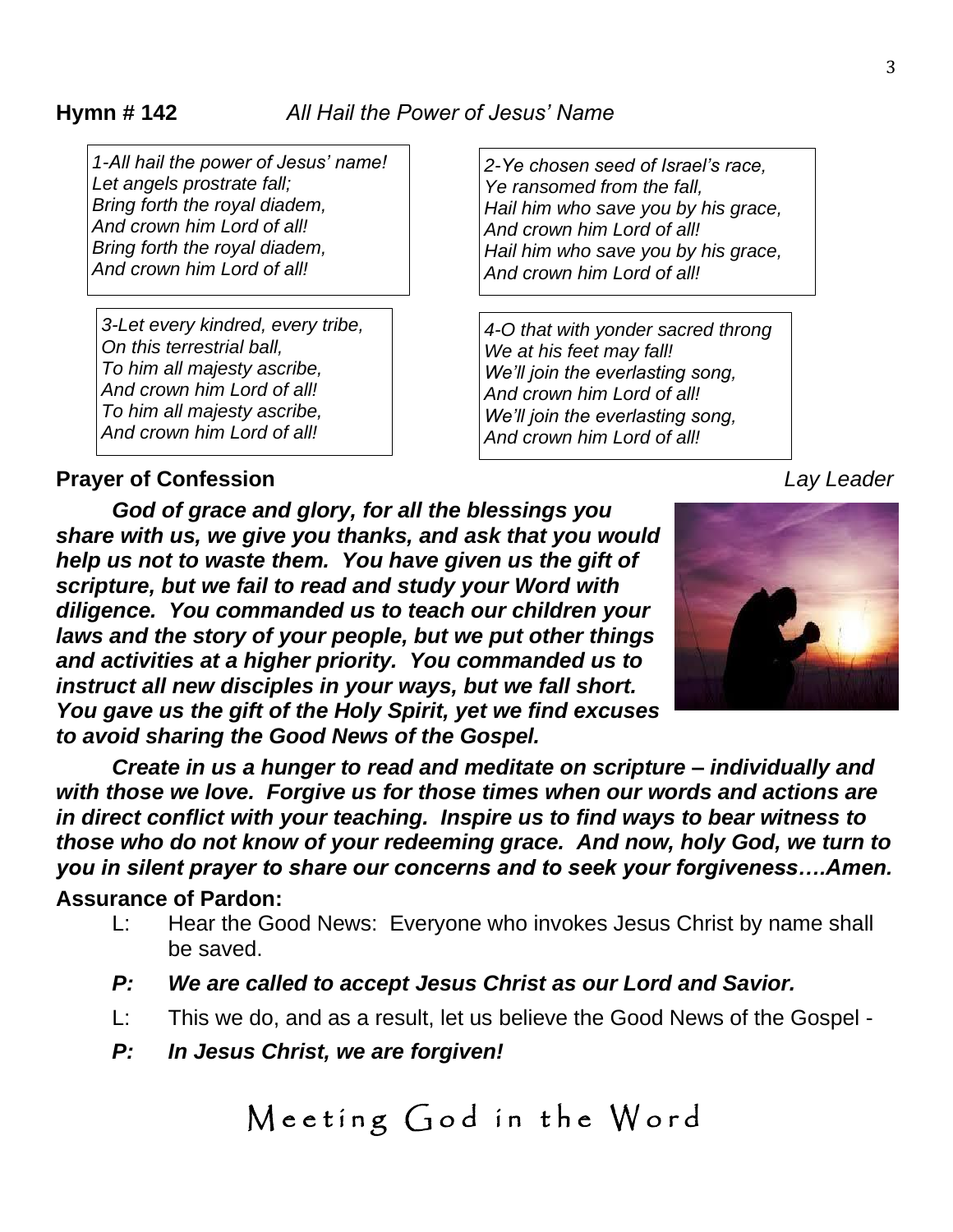**Hymn # 142** *All Hail the Power of Jesus' Name*

*1-All hail the power of Jesus' name!*
*Let angels prostrate fall;*
*Bring forth the royal diadem,*
*And crown him Lord of all!*
*Bring forth the royal diadem,*
*And crown him Lord of all!*

*2-Ye chosen seed of Israel's race,*
*Ye ransomed from the fall,*
*Hail him who save you by his grace,*
*And crown him Lord of all!*
*Hail him who save you by his grace,*
*And crown him Lord of all!*

*3-Let every kindred, every tribe,*
*On this terrestrial ball,*
*To him all majesty ascribe,*
*And crown him Lord of all!*
*To him all majesty ascribe,*
*And crown him Lord of all!*

*4-O that with yonder sacred throng*
*We at his feet may fall!*
*We'll join the everlasting song,*
*And crown him Lord of all!*
*We'll join the everlasting song,*
*And crown him Lord of all!*

**Prayer of Confession** *Lay Leader*

***God of grace and glory, for all the blessings you share with us, we give you thanks, and ask that you would help us not to waste them. You have given us the gift of scripture, but we fail to read and study your Word with diligence. You commanded us to teach our children your laws and the story of your people, but we put other things and activities at a higher priority. You commanded us to instruct all new disciples in your ways, but we fall short. You gave us the gift of the Holy Spirit, yet we find excuses to avoid sharing the Good News of the Gospel.***

***Create in us a hunger to read and meditate on scripture – individually and with those we love. Forgive us for those times when our words and actions are in direct conflict with your teaching. Inspire us to find ways to bear witness to those who do not know of your redeeming grace. And now, holy God, we turn to you in silent prayer to share our concerns and to seek your forgiveness….Amen.***

**Assurance of Pardon:**

L: Hear the Good News: Everyone who invokes Jesus Christ by name shall be saved.

***P: We are called to accept Jesus Christ as our Lord and Savior.***

L: This we do, and as a result, let us believe the Good News of the Gospel -

***P: In Jesus Christ, we are forgiven!***

# Meeting God in the Word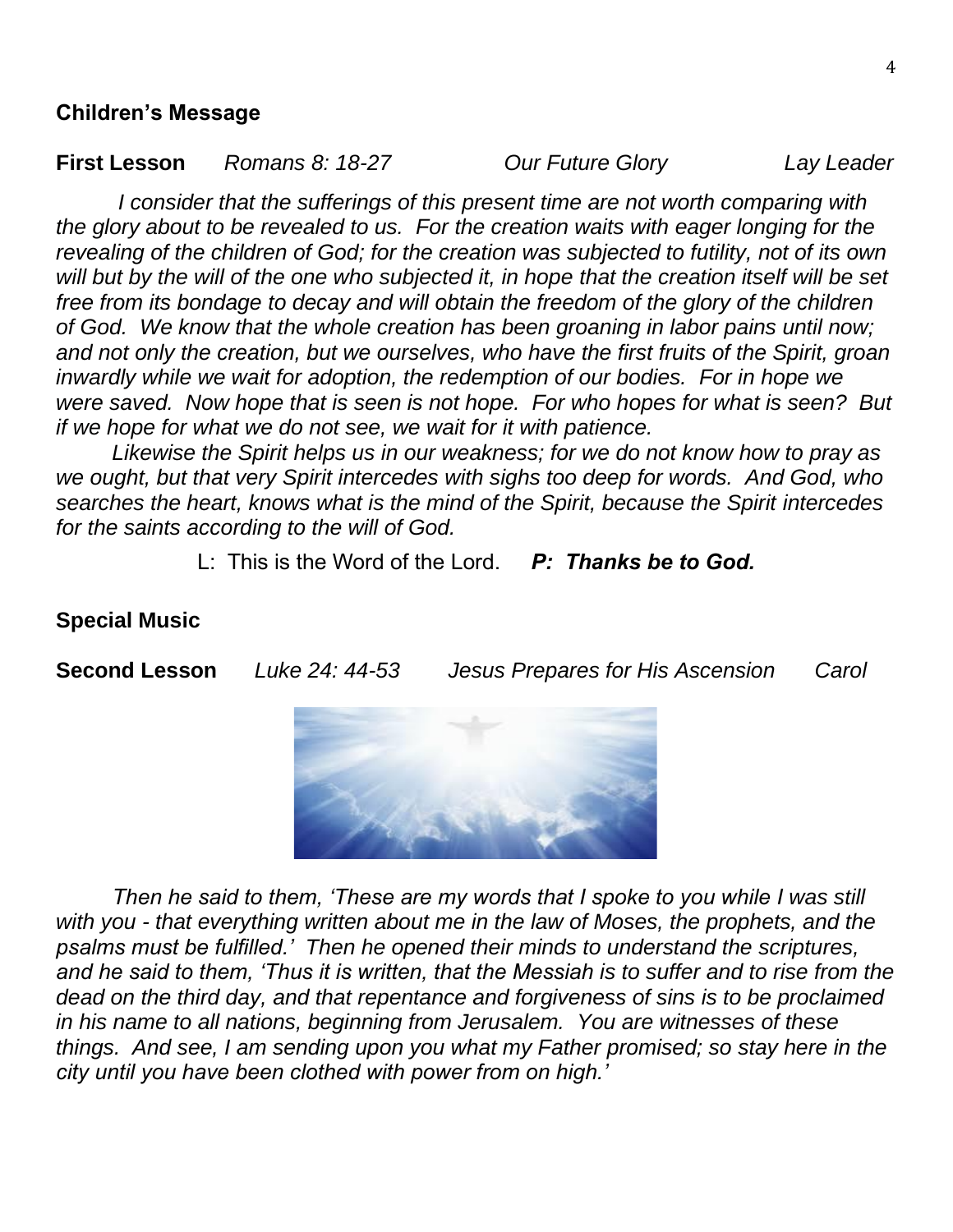**Children's Message**

**First Lesson** *Romans 8: 18-27* *Our Future Glory* *Lay Leader*

*I consider that the sufferings of this present time are not worth comparing with the glory about to be revealed to us. For the creation waits with eager longing for the revealing of the children of God; for the creation was subjected to futility, not of its own will but by the will of the one who subjected it, in hope that the creation itself will be set free from its bondage to decay and will obtain the freedom of the glory of the children of God. We know that the whole creation has been groaning in labor pains until now; and not only the creation, but we ourselves, who have the first fruits of the Spirit, groan inwardly while we wait for adoption, the redemption of our bodies. For in hope we were saved. Now hope that is seen is not hope. For who hopes for what is seen? But if we hope for what we do not see, we wait for it with patience.*

*Likewise the Spirit helps us in our weakness; for we do not know how to pray as we ought, but that very Spirit intercedes with sighs too deep for words. And God, who searches the heart, knows what is the mind of the Spirit, because the Spirit intercedes for the saints according to the will of God.*

L: This is the Word of the Lord. ***P: Thanks be to God.***

**Special Music**

**Second Lesson** *Luke 24: 44-53* *Jesus Prepares for His Ascension* *Carol*

*Then he said to them, 'These are my words that I spoke to you while I was still with you - that everything written about me in the law of Moses, the prophets, and the psalms must be fulfilled.' Then he opened their minds to understand the scriptures, and he said to them, 'Thus it is written, that the Messiah is to suffer and to rise from the dead on the third day, and that repentance and forgiveness of sins is to be proclaimed in his name to all nations, beginning from Jerusalem. You are witnesses of these things. And see, I am sending upon you what my Father promised; so stay here in the city until you have been clothed with power from on high.'*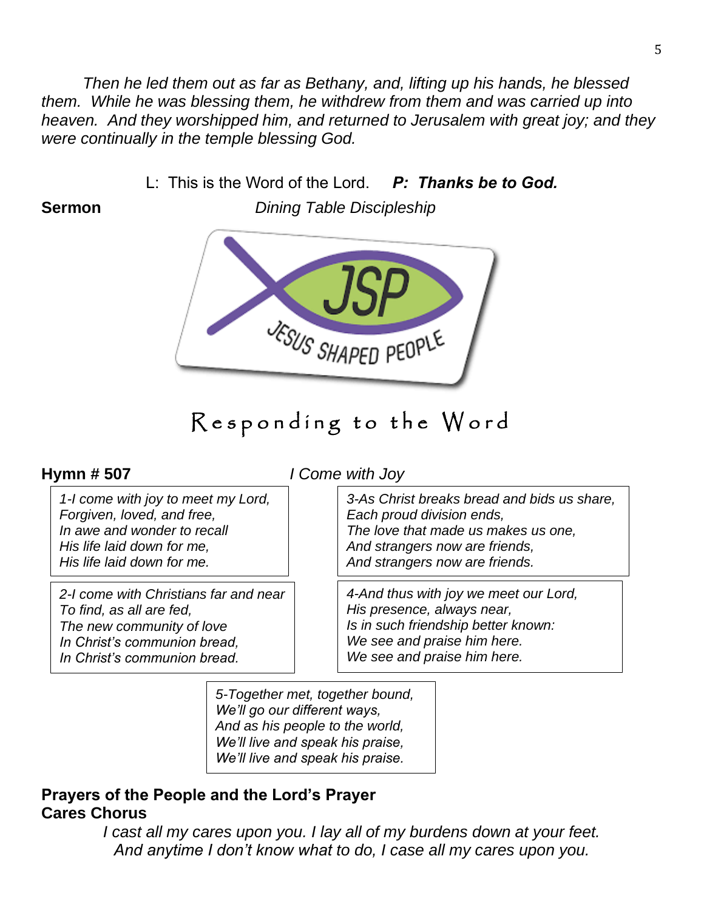*Then he led them out as far as Bethany, and, lifting up his hands, he blessed them. While he was blessing them, he withdrew from them and was carried up into heaven. And they worshipped him, and returned to Jerusalem with great joy; and they were continually in the temple blessing God.*

L: This is the Word of the Lord. ***P: Thanks be to God.***

**Sermon** *Dining Table Discipleship*

JSP
JESUS SHAPED PEOPLE

# Responding to the Word

**Hymn # 507** *I Come with Joy*

*1-I come with joy to meet my Lord,*
*Forgiven, loved, and free,*
*In awe and wonder to recall*
*His life laid down for me,*
*His life laid down for me.*

*2-I come with Christians far and near*
*To find, as all are fed,*
*The new community of love*
*In Christ's communion bread,*
*In Christ's communion bread.*

*3-As Christ breaks bread and bids us share,*
*Each proud division ends,*
*The love that made us makes us one,*
*And strangers now are friends,*
*And strangers now are friends.*

*4-And thus with joy we meet our Lord,*
*His presence, always near,*
*Is in such friendship better known:*
*We see and praise him here.*
*We see and praise him here.*

*5-Together met, together bound,*
*We'll go our different ways,*
*And as his people to the world,*
*We'll live and speak his praise,*
*We'll live and speak his praise.*

**Prayers of the People and the Lord's Prayer**
**Cares Chorus**

*I cast all my cares upon you. I lay all of my burdens down at your feet.*
*And anytime I don't know what to do, I case all my cares upon you.*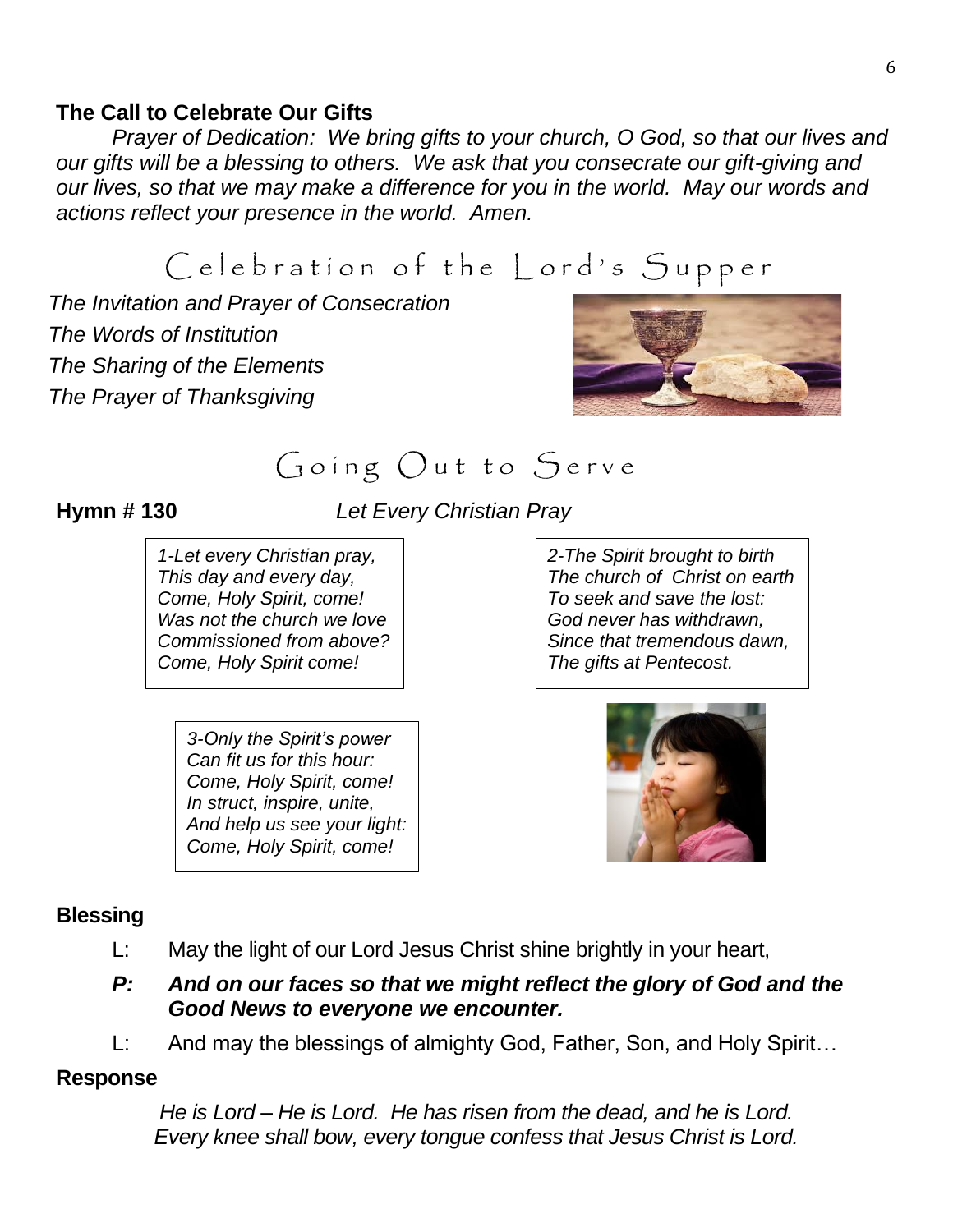## The Call to Celebrate Our Gifts

*Prayer of Dedication: We bring gifts to your church, O God, so that our lives and our gifts will be a blessing to others. We ask that you consecrate our gift-giving and our lives, so that we may make a difference for you in the world. May our words and actions reflect your presence in the world. Amen.*

# Celebration of the Lord's Supper

*The Invitation and Prayer of Consecration*
*The Words of Institution*
*The Sharing of the Elements*
*The Prayer of Thanksgiving*

# Going Out to Serve

**Hymn # 130** *Let Every Christian Pray*

*1-Let every Christian pray,*
*This day and every day,*
*Come, Holy Spirit, come!*
*Was not the church we love*
*Commissioned from above?*
*Come, Holy Spirit come!*

*2-The Spirit brought to birth*
*The church of Christ on earth*
*To seek and save the lost:*
*God never has withdrawn,*
*Since that tremendous dawn,*
*The gifts at Pentecost.*

*3-Only the Spirit's power*
*Can fit us for this hour:*
*Come, Holy Spirit, come!*
*In struct, inspire, unite,*
*And help us see your light:*
*Come, Holy Spirit, come!*

## Blessing

L: May the light of our Lord Jesus Christ shine brightly in your heart,

***P: And on our faces so that we might reflect the glory of God and the Good News to everyone we encounter.***

L: And may the blessings of almighty God, Father, Son, and Holy Spirit…

## Response

*He is Lord – He is Lord. He has risen from the dead, and he is Lord.*
*Every knee shall bow, every tongue confess that Jesus Christ is Lord.*